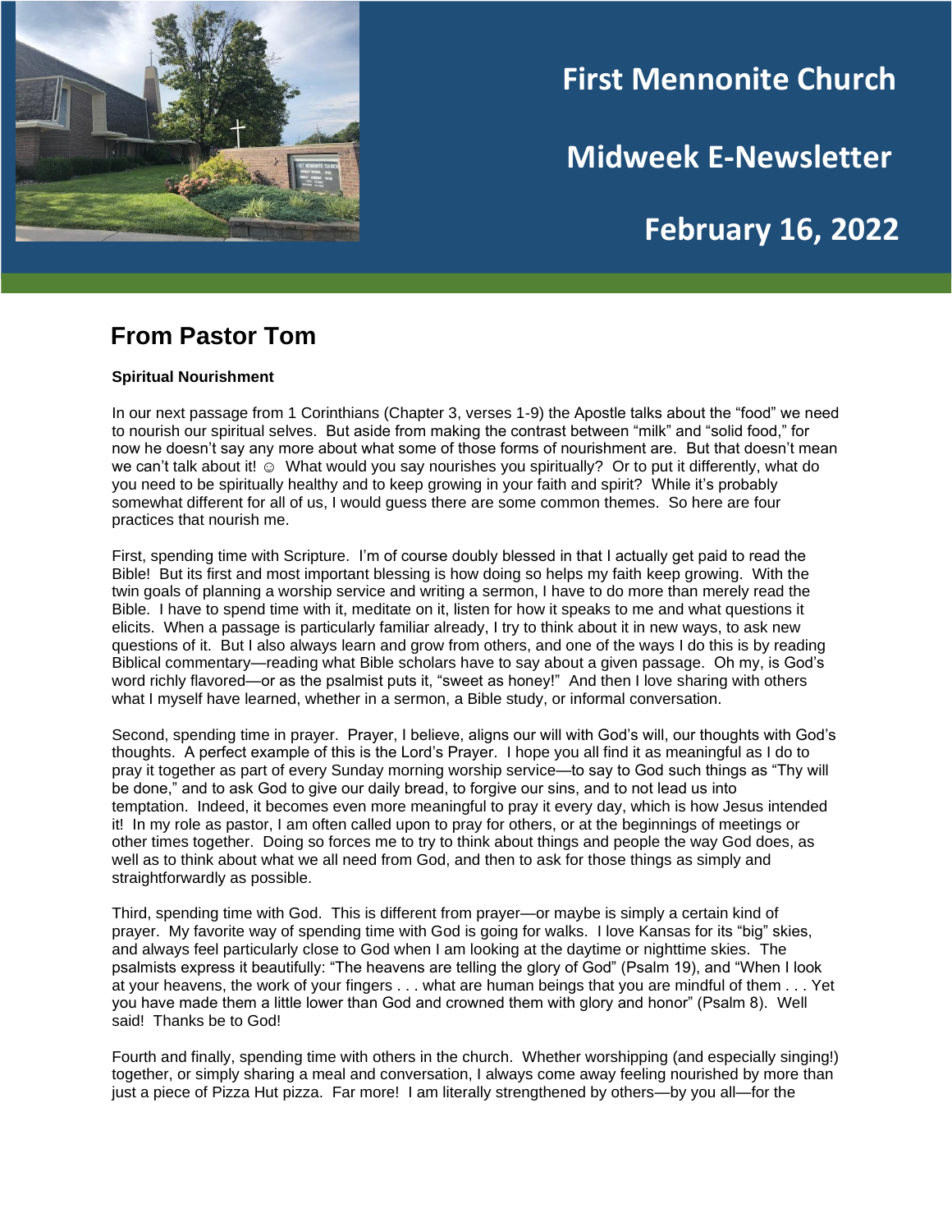# First Mennonite Church

# Midweek E-Newsletter

# February 16, 2022

## From Pastor Tom

**Spiritual Nourishment**

In our next passage from 1 Corinthians (Chapter 3, verses 1-9) the Apostle talks about the "food" we need to nourish our spiritual selves. But aside from making the contrast between "milk" and "solid food," for now he doesn't say any more about what some of those forms of nourishment are. But that doesn't mean we can't talk about it! ☺ What would you say nourishes you spiritually? Or to put it differently, what do you need to be spiritually healthy and to keep growing in your faith and spirit? While it's probably somewhat different for all of us, I would guess there are some common themes. So here are four practices that nourish me.

First, spending time with Scripture. I'm of course doubly blessed in that I actually get paid to read the Bible! But its first and most important blessing is how doing so helps my faith keep growing. With the twin goals of planning a worship service and writing a sermon, I have to do more than merely read the Bible. I have to spend time with it, meditate on it, listen for how it speaks to me and what questions it elicits. When a passage is particularly familiar already, I try to think about it in new ways, to ask new questions of it. But I also always learn and grow from others, and one of the ways I do this is by reading Biblical commentary—reading what Bible scholars have to say about a given passage. Oh my, is God's word richly flavored—or as the psalmist puts it, "sweet as honey!" And then I love sharing with others what I myself have learned, whether in a sermon, a Bible study, or informal conversation.

Second, spending time in prayer. Prayer, I believe, aligns our will with God's will, our thoughts with God's thoughts. A perfect example of this is the Lord's Prayer. I hope you all find it as meaningful as I do to pray it together as part of every Sunday morning worship service—to say to God such things as "Thy will be done," and to ask God to give our daily bread, to forgive our sins, and to not lead us into temptation. Indeed, it becomes even more meaningful to pray it every day, which is how Jesus intended it! In my role as pastor, I am often called upon to pray for others, or at the beginnings of meetings or other times together. Doing so forces me to try to think about things and people the way God does, as well as to think about what we all need from God, and then to ask for those things as simply and straightforwardly as possible.

Third, spending time with God. This is different from prayer—or maybe is simply a certain kind of prayer. My favorite way of spending time with God is going for walks. I love Kansas for its "big" skies, and always feel particularly close to God when I am looking at the daytime or nighttime skies. The psalmists express it beautifully: "The heavens are telling the glory of God" (Psalm 19), and "When I look at your heavens, the work of your fingers . . . what are human beings that you are mindful of them . . . Yet you have made them a little lower than God and crowned them with glory and honor" (Psalm 8). Well said! Thanks be to God!

Fourth and finally, spending time with others in the church. Whether worshipping (and especially singing!) together, or simply sharing a meal and conversation, I always come away feeling nourished by more than just a piece of Pizza Hut pizza. Far more! I am literally strengthened by others—by you all—for the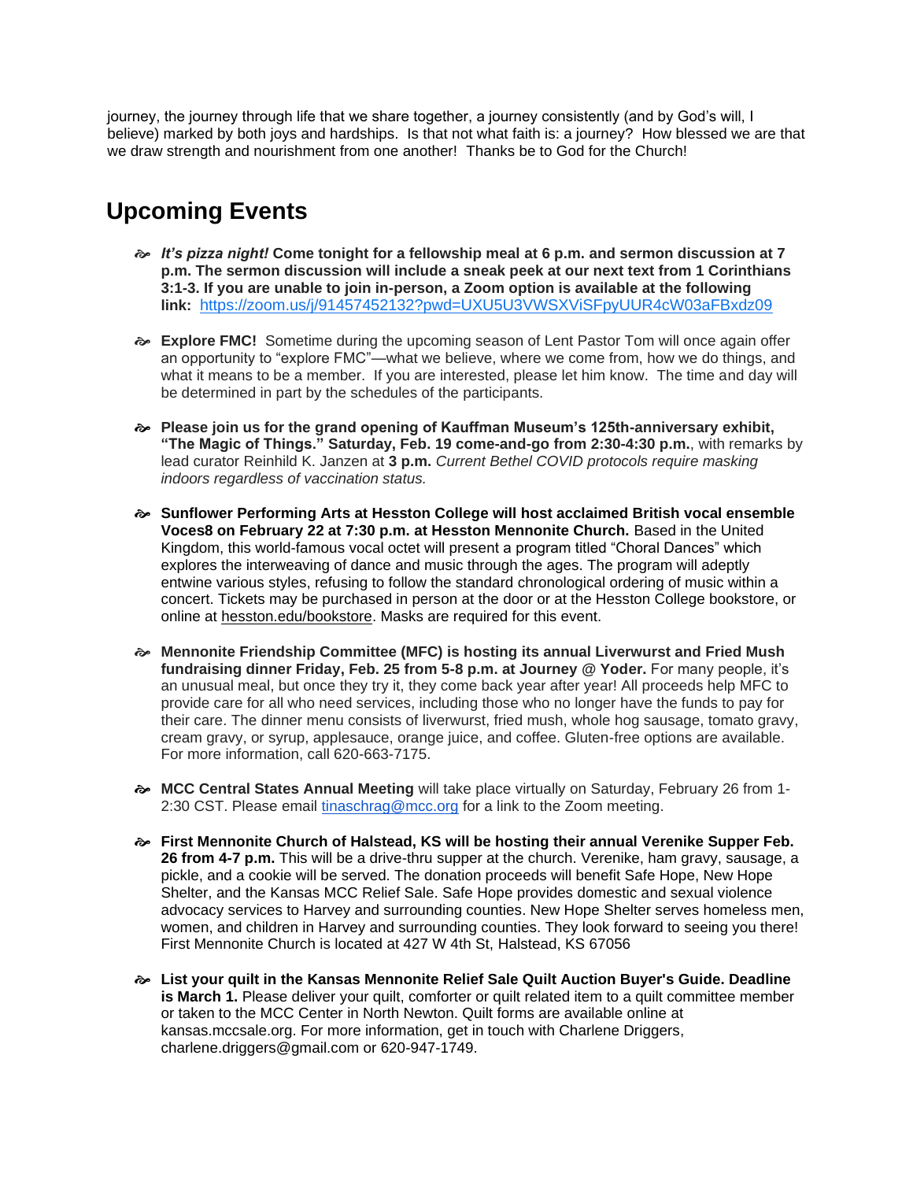journey, the journey through life that we share together, a journey consistently (and by God's will, I believe) marked by both joys and hardships. Is that not what faith is: a journey? How blessed we are that we draw strength and nourishment from one another! Thanks be to God for the Church!

## Upcoming Events

- ***It's pizza night!* Come tonight for a fellowship meal at 6 p.m. and sermon discussion at 7 p.m. The sermon discussion will include a sneak peek at our next text from 1 Corinthians 3:1-3. If you are unable to join in-person, a Zoom option is available at the following link:** https://zoom.us/j/91457452132?pwd=UXU5U3VWSXViSFpyUUR4cW03aFBxdz09

- **Explore FMC!** Sometime during the upcoming season of Lent Pastor Tom will once again offer an opportunity to "explore FMC"—what we believe, where we come from, how we do things, and what it means to be a member. If you are interested, please let him know. The time and day will be determined in part by the schedules of the participants.

- **Please join us for the grand opening of Kauffman Museum's 125th-anniversary exhibit, "The Magic of Things." Saturday, Feb. 19 come-and-go from 2:30-4:30 p.m.**, with remarks by lead curator Reinhild K. Janzen at **3 p.m.** *Current Bethel COVID protocols require masking indoors regardless of vaccination status.*

- **Sunflower Performing Arts at Hesston College will host acclaimed British vocal ensemble Voces8 on February 22 at 7:30 p.m. at Hesston Mennonite Church.** Based in the United Kingdom, this world-famous vocal octet will present a program titled "Choral Dances" which explores the interweaving of dance and music through the ages. The program will adeptly entwine various styles, refusing to follow the standard chronological ordering of music within a concert. Tickets may be purchased in person at the door or at the Hesston College bookstore, or online at hesston.edu/bookstore. Masks are required for this event.

- **Mennonite Friendship Committee (MFC) is hosting its annual Liverwurst and Fried Mush fundraising dinner Friday, Feb. 25 from 5-8 p.m. at Journey @ Yoder.** For many people, it's an unusual meal, but once they try it, they come back year after year! All proceeds help MFC to provide care for all who need services, including those who no longer have the funds to pay for their care. The dinner menu consists of liverwurst, fried mush, whole hog sausage, tomato gravy, cream gravy, or syrup, applesauce, orange juice, and coffee. Gluten-free options are available. For more information, call 620-663-7175.

- **MCC Central States Annual Meeting** will take place virtually on Saturday, February 26 from 1-2:30 CST. Please email tinaschrag@mcc.org for a link to the Zoom meeting.

- **First Mennonite Church of Halstead, KS will be hosting their annual Verenike Supper Feb. 26 from 4-7 p.m.** This will be a drive-thru supper at the church. Verenike, ham gravy, sausage, a pickle, and a cookie will be served. The donation proceeds will benefit Safe Hope, New Hope Shelter, and the Kansas MCC Relief Sale. Safe Hope provides domestic and sexual violence advocacy services to Harvey and surrounding counties. New Hope Shelter serves homeless men, women, and children in Harvey and surrounding counties. They look forward to seeing you there! First Mennonite Church is located at 427 W 4th St, Halstead, KS 67056

- **List your quilt in the Kansas Mennonite Relief Sale Quilt Auction Buyer's Guide. Deadline is March 1.** Please deliver your quilt, comforter or quilt related item to a quilt committee member or taken to the MCC Center in North Newton. Quilt forms are available online at kansas.mccsale.org. For more information, get in touch with Charlene Driggers, charlene.driggers@gmail.com or 620-947-1749.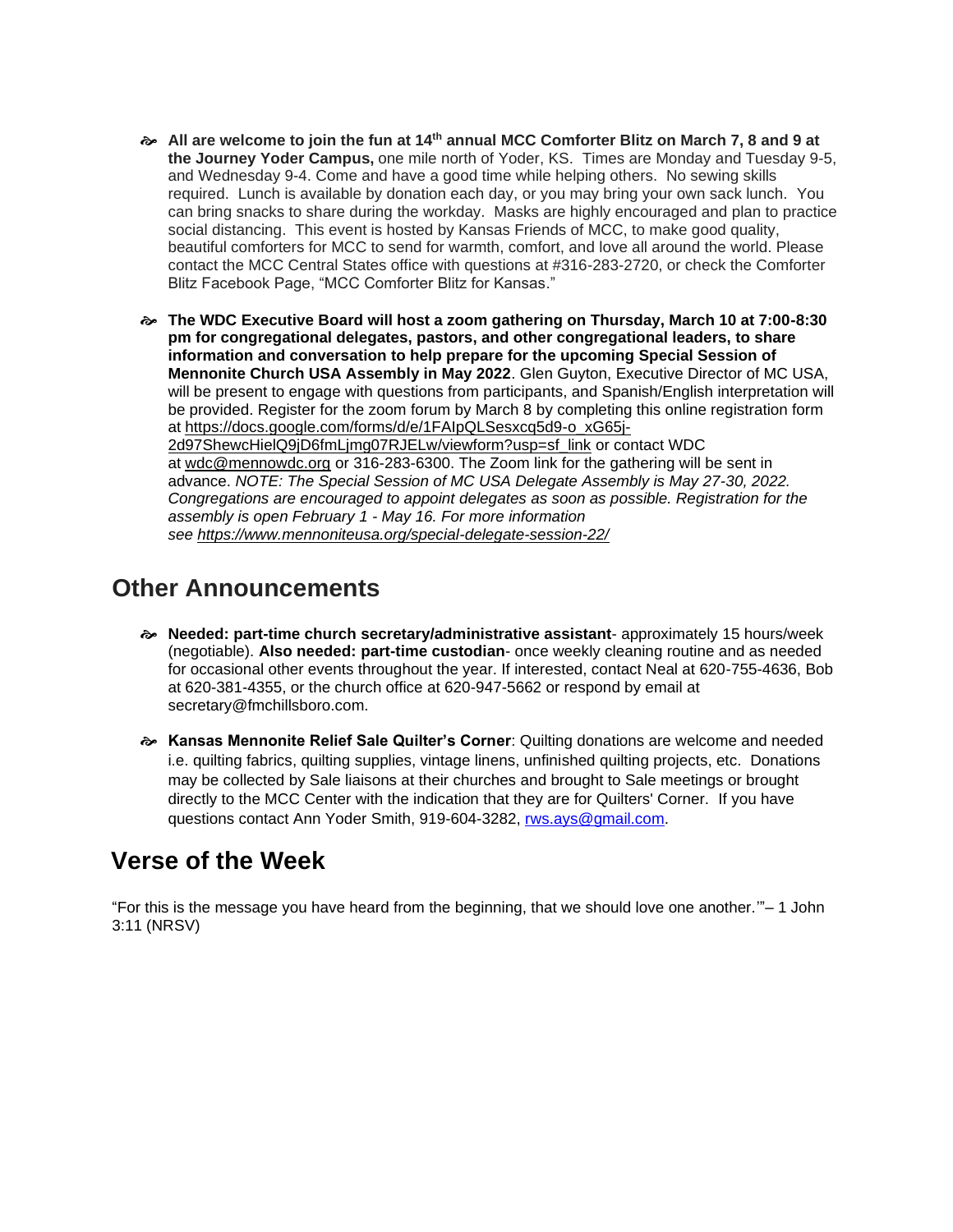- **All are welcome to join the fun at 14th annual MCC Comforter Blitz on March 7, 8 and 9 at the Journey Yoder Campus,** one mile north of Yoder, KS. Times are Monday and Tuesday 9-5, and Wednesday 9-4. Come and have a good time while helping others. No sewing skills required. Lunch is available by donation each day, or you may bring your own sack lunch. You can bring snacks to share during the workday. Masks are highly encouraged and plan to practice social distancing. This event is hosted by Kansas Friends of MCC, to make good quality, beautiful comforters for MCC to send for warmth, comfort, and love all around the world. Please contact the MCC Central States office with questions at #316-283-2720, or check the Comforter Blitz Facebook Page, "MCC Comforter Blitz for Kansas."

- **The WDC Executive Board will host a zoom gathering on Thursday, March 10 at 7:00-8:30 pm for congregational delegates, pastors, and other congregational leaders, to share information and conversation to help prepare for the upcoming Special Session of Mennonite Church USA Assembly in May 2022**. Glen Guyton, Executive Director of MC USA, will be present to engage with questions from participants, and Spanish/English interpretation will be provided. Register for the zoom forum by March 8 by completing this online registration form at https://docs.google.com/forms/d/e/1FAIpQLSesxcq5d9-o_xG65j-2d97ShewcHielQ9jD6fmLjmg07RJELw/viewform?usp=sf_link or contact WDC at wdc@mennowdc.org or 316-283-6300. The Zoom link for the gathering will be sent in advance. *NOTE: The Special Session of MC USA Delegate Assembly is May 27-30, 2022. Congregations are encouraged to appoint delegates as soon as possible. Registration for the assembly is open February 1 - May 16. For more information see https://www.mennoniteusa.org/special-delegate-session-22/*

## Other Announcements

- **Needed: part-time church secretary/administrative assistant**- approximately 15 hours/week (negotiable). **Also needed: part-time custodian**- once weekly cleaning routine and as needed for occasional other events throughout the year. If interested, contact Neal at 620-755-4636, Bob at 620-381-4355, or the church office at 620-947-5662 or respond by email at secretary@fmchillsboro.com.

- **Kansas Mennonite Relief Sale Quilter's Corner**: Quilting donations are welcome and needed i.e. quilting fabrics, quilting supplies, vintage linens, unfinished quilting projects, etc. Donations may be collected by Sale liaisons at their churches and brought to Sale meetings or brought directly to the MCC Center with the indication that they are for Quilters' Corner. If you have questions contact Ann Yoder Smith, 919-604-3282, rws.ays@gmail.com.

## Verse of the Week

"For this is the message you have heard from the beginning, that we should love one another.'"– 1 John 3:11 (NRSV)